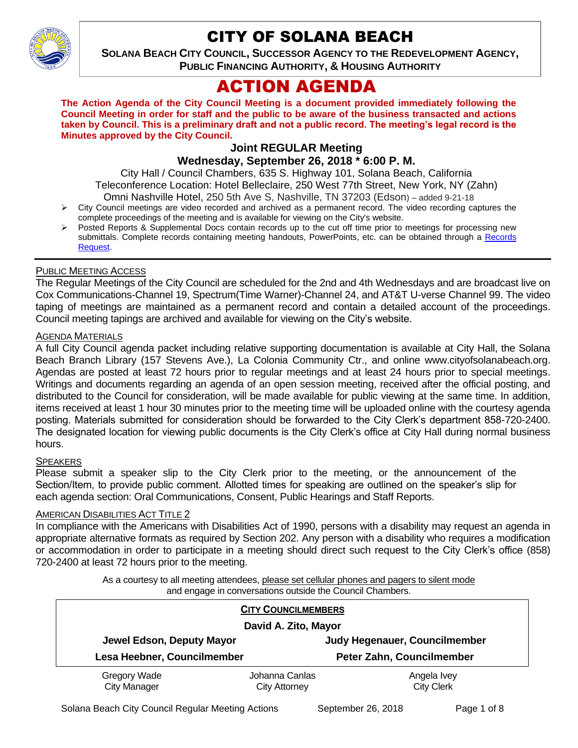# CITY OF SOLANA BEACH

**SOLANA BEACH CITY COUNCIL, SUCCESSOR AGENCY TO THE REDEVELOPMENT AGENCY, PUBLIC FINANCING AUTHORITY, & HOUSING AUTHORITY**

# ACTION AGENDA

**The Action Agenda of the City Council Meeting is a document provided immediately following the Council Meeting in order for staff and the public to be aware of the business transacted and actions taken by Council. This is a preliminary draft and not a public record. The meeting's legal record is the Minutes approved by the City Council.**

## Joint REGULAR Meeting

## Wednesday, September 26, 2018 * 6:00 P. M.

City Hall / Council Chambers, 635 S. Highway 101, Solana Beach, California
Teleconference Location: Hotel Belleclaire, 250 West 77th Street, New York, NY (Zahn)
Omni Nashville Hotel, 250 5th Ave S, Nashville, TN 37203 (Edson) – added 9-21-18

- City Council meetings are video recorded and archived as a permanent record. The video recording captures the complete proceedings of the meeting and is available for viewing on the City's website.
- Posted Reports & Supplemental Docs contain records up to the cut off time prior to meetings for processing new submittals. Complete records containing meeting handouts, PowerPoints, etc. can be obtained through a Records Request.

---

PUBLIC MEETING ACCESS

The Regular Meetings of the City Council are scheduled for the 2nd and 4th Wednesdays and are broadcast live on Cox Communications-Channel 19, Spectrum(Time Warner)-Channel 24, and AT&T U-verse Channel 99. The video taping of meetings are maintained as a permanent record and contain a detailed account of the proceedings. Council meeting tapings are archived and available for viewing on the City's website.

AGENDA MATERIALS

A full City Council agenda packet including relative supporting documentation is available at City Hall, the Solana Beach Branch Library (157 Stevens Ave.), La Colonia Community Ctr., and online www.cityofsolanabeach.org. Agendas are posted at least 72 hours prior to regular meetings and at least 24 hours prior to special meetings. Writings and documents regarding an agenda of an open session meeting, received after the official posting, and distributed to the Council for consideration, will be made available for public viewing at the same time. In addition, items received at least 1 hour 30 minutes prior to the meeting time will be uploaded online with the courtesy agenda posting. Materials submitted for consideration should be forwarded to the City Clerk's department 858-720-2400. The designated location for viewing public documents is the City Clerk's office at City Hall during normal business hours.

SPEAKERS

Please submit a speaker slip to the City Clerk prior to the meeting, or the announcement of the Section/Item, to provide public comment. Allotted times for speaking are outlined on the speaker's slip for each agenda section: Oral Communications, Consent, Public Hearings and Staff Reports.

AMERICAN DISABILITIES ACT TITLE 2

In compliance with the Americans with Disabilities Act of 1990, persons with a disability may request an agenda in appropriate alternative formats as required by Section 202. Any person with a disability who requires a modification or accommodation in order to participate in a meeting should direct such request to the City Clerk's office (858) 720-2400 at least 72 hours prior to the meeting.

As a courtesy to all meeting attendees, please set cellular phones and pagers to silent mode and engage in conversations outside the Council Chambers.

**CITY COUNCILMEMBERS**

**David A. Zito, Mayor**

| | |
|---|---|
| **Jewel Edson, Deputy Mayor** | **Judy Hegenauer, Councilmember** |
| **Lesa Heebner, Councilmember** | **Peter Zahn, Councilmember** |

| | | |
|---|---|---|
| Gregory Wade<br>City Manager | Johanna Canlas<br>City Attorney | Angela Ivey<br>City Clerk |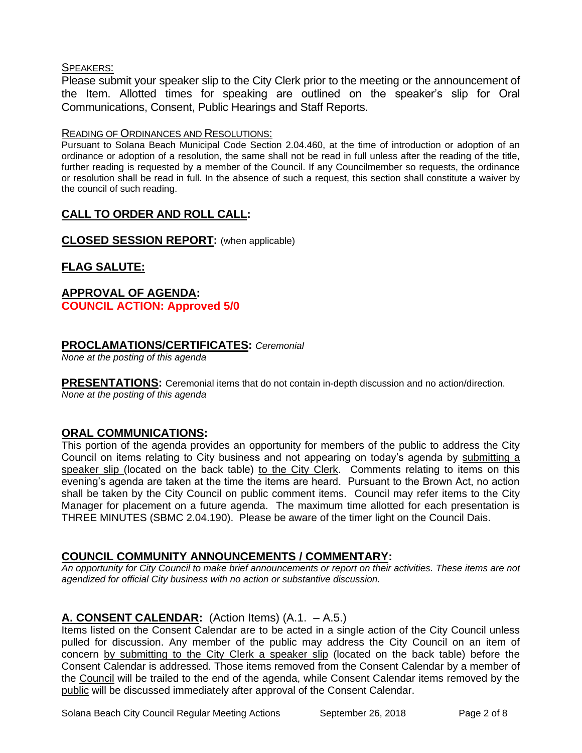<u>SPEAKERS:</u>

Please submit your speaker slip to the City Clerk prior to the meeting or the announcement of the Item. Allotted times for speaking are outlined on the speaker's slip for Oral Communications, Consent, Public Hearings and Staff Reports.

<u>READING OF ORDINANCES AND RESOLUTIONS:</u>

Pursuant to Solana Beach Municipal Code Section 2.04.460, at the time of introduction or adoption of an ordinance or adoption of a resolution, the same shall not be read in full unless after the reading of the title, further reading is requested by a member of the Council. If any Councilmember so requests, the ordinance or resolution shall be read in full. In the absence of such a request, this section shall constitute a waiver by the council of such reading.

## CALL TO ORDER AND ROLL CALL:

## CLOSED SESSION REPORT: (when applicable)

## FLAG SALUTE:

## APPROVAL OF AGENDA:

**COUNCIL ACTION: Approved 5/0**

## PROCLAMATIONS/CERTIFICATES: *Ceremonial*

*None at the posting of this agenda*

## PRESENTATIONS: Ceremonial items that do not contain in-depth discussion and no action/direction.

*None at the posting of this agenda*

## ORAL COMMUNICATIONS:

This portion of the agenda provides an opportunity for members of the public to address the City Council on items relating to City business and not appearing on today's agenda by <u>submitting a speaker slip</u> (located on the back table) <u>to the City Clerk</u>. Comments relating to items on this evening's agenda are taken at the time the items are heard. Pursuant to the Brown Act, no action shall be taken by the City Council on public comment items. Council may refer items to the City Manager for placement on a future agenda. The maximum time allotted for each presentation is THREE MINUTES (SBMC 2.04.190). Please be aware of the timer light on the Council Dais.

## COUNCIL COMMUNITY ANNOUNCEMENTS / COMMENTARY:

*An opportunity for City Council to make brief announcements or report on their activities. These items are not agendized for official City business with no action or substantive discussion.*

## A. CONSENT CALENDAR: (Action Items) (A.1. – A.5.)

Items listed on the Consent Calendar are to be acted in a single action of the City Council unless pulled for discussion. Any member of the public may address the City Council on an item of concern <u>by submitting to the City Clerk a speaker slip</u> (located on the back table) before the Consent Calendar is addressed. Those items removed from the Consent Calendar by a member of the <u>Council</u> will be trailed to the end of the agenda, while Consent Calendar items removed by the <u>public</u> will be discussed immediately after approval of the Consent Calendar.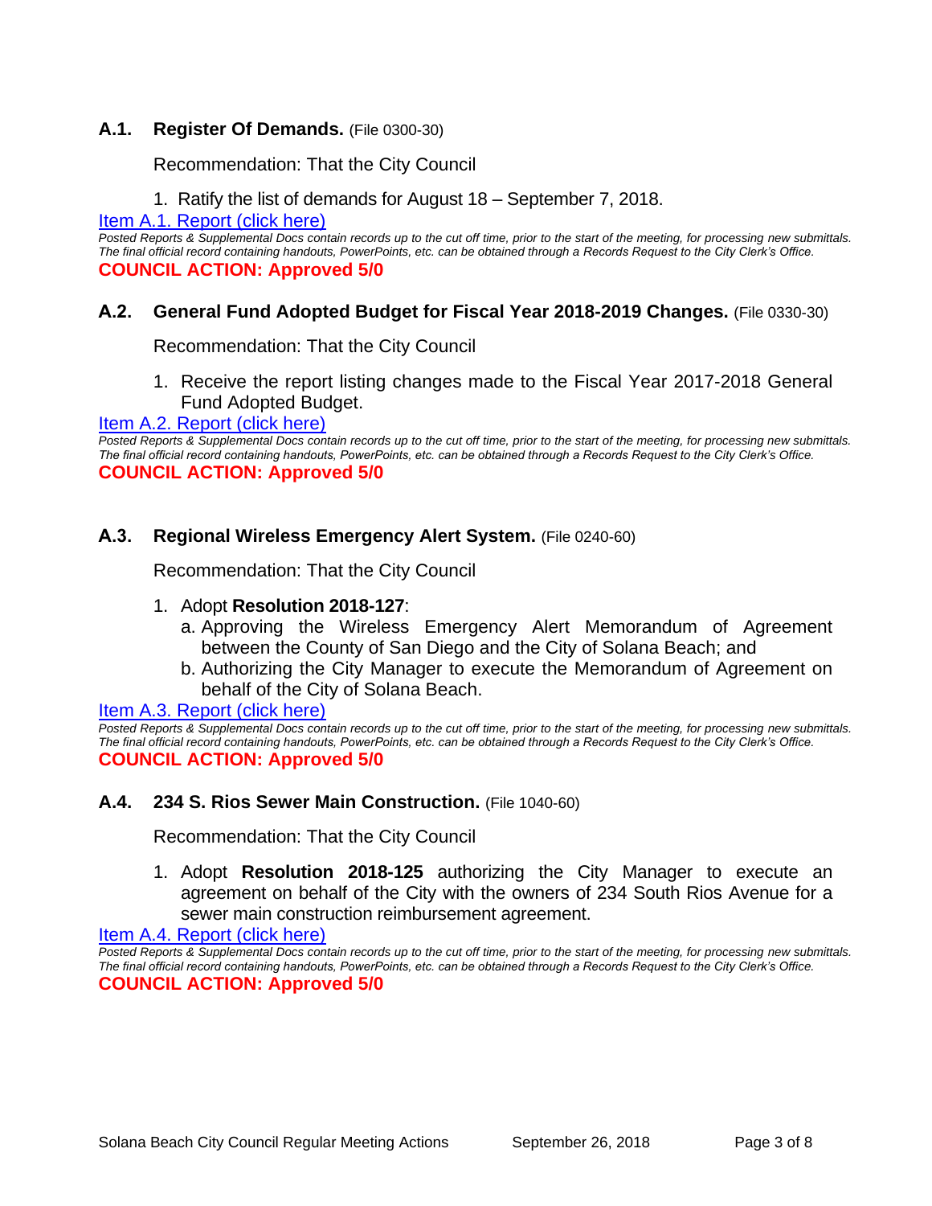### A.1. Register Of Demands. (File 0300-30)

Recommendation: That the City Council

1. Ratify the list of demands for August 18 – September 7, 2018.

Item A.1. Report (click here)

*Posted Reports & Supplemental Docs contain records up to the cut off time, prior to the start of the meeting, for processing new submittals. The final official record containing handouts, PowerPoints, etc. can be obtained through a Records Request to the City Clerk's Office.*

**COUNCIL ACTION: Approved 5/0**

### A.2. General Fund Adopted Budget for Fiscal Year 2018-2019 Changes. (File 0330-30)

Recommendation: That the City Council

1. Receive the report listing changes made to the Fiscal Year 2017-2018 General Fund Adopted Budget.

Item A.2. Report (click here)

*Posted Reports & Supplemental Docs contain records up to the cut off time, prior to the start of the meeting, for processing new submittals. The final official record containing handouts, PowerPoints, etc. can be obtained through a Records Request to the City Clerk's Office.*

**COUNCIL ACTION: Approved 5/0**

### A.3. Regional Wireless Emergency Alert System. (File 0240-60)

Recommendation: That the City Council

1. Adopt **Resolution 2018-127**:
   a. Approving the Wireless Emergency Alert Memorandum of Agreement between the County of San Diego and the City of Solana Beach; and
   b. Authorizing the City Manager to execute the Memorandum of Agreement on behalf of the City of Solana Beach.

Item A.3. Report (click here)

*Posted Reports & Supplemental Docs contain records up to the cut off time, prior to the start of the meeting, for processing new submittals. The final official record containing handouts, PowerPoints, etc. can be obtained through a Records Request to the City Clerk's Office.*

**COUNCIL ACTION: Approved 5/0**

### A.4. 234 S. Rios Sewer Main Construction. (File 1040-60)

Recommendation: That the City Council

1. Adopt **Resolution 2018-125** authorizing the City Manager to execute an agreement on behalf of the City with the owners of 234 South Rios Avenue for a sewer main construction reimbursement agreement.

Item A.4. Report (click here)

*Posted Reports & Supplemental Docs contain records up to the cut off time, prior to the start of the meeting, for processing new submittals. The final official record containing handouts, PowerPoints, etc. can be obtained through a Records Request to the City Clerk's Office.*

**COUNCIL ACTION: Approved 5/0**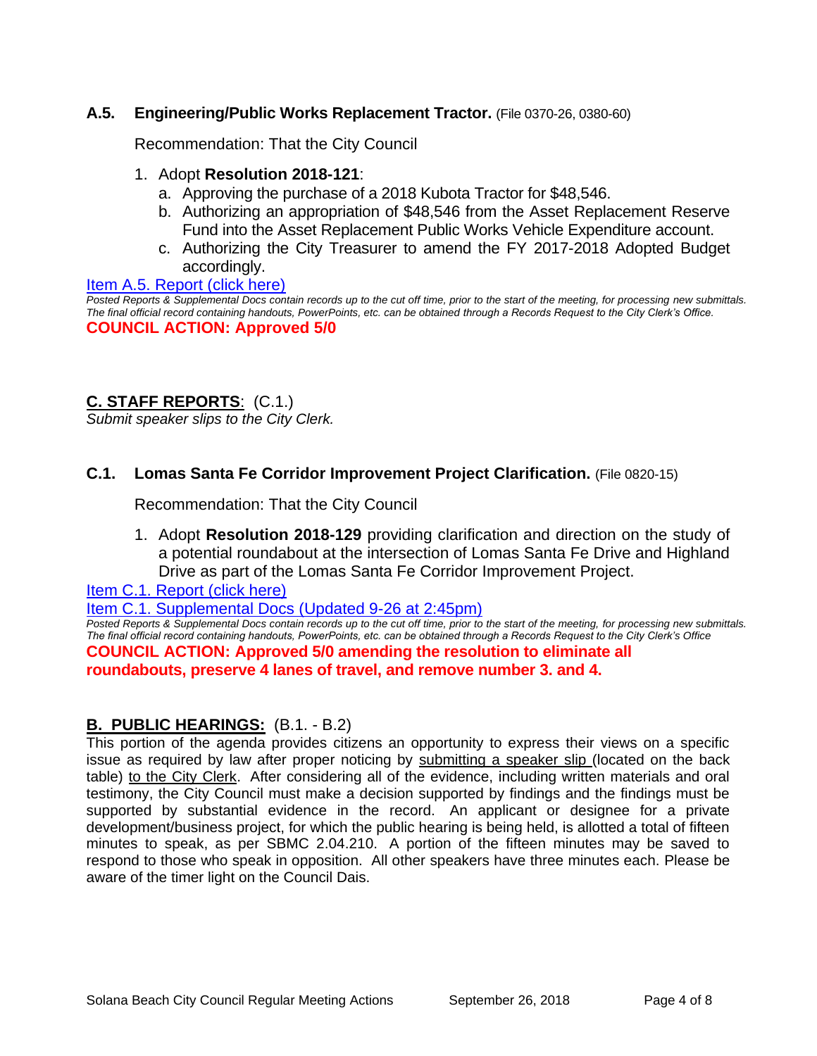### A.5. Engineering/Public Works Replacement Tractor. (File 0370-26, 0380-60)

Recommendation: That the City Council

1. Adopt **Resolution 2018-121**:
   a. Approving the purchase of a 2018 Kubota Tractor for $48,546.
   b. Authorizing an appropriation of $48,546 from the Asset Replacement Reserve Fund into the Asset Replacement Public Works Vehicle Expenditure account.
   c. Authorizing the City Treasurer to amend the FY 2017-2018 Adopted Budget accordingly.

Item A.5. Report (click here)

*Posted Reports & Supplemental Docs contain records up to the cut off time, prior to the start of the meeting, for processing new submittals. The final official record containing handouts, PowerPoints, etc. can be obtained through a Records Request to the City Clerk's Office.*

**COUNCIL ACTION: Approved 5/0**

## C. STAFF REPORTS: (C.1.)

*Submit speaker slips to the City Clerk.*

### C.1. Lomas Santa Fe Corridor Improvement Project Clarification. (File 0820-15)

Recommendation: That the City Council

1. Adopt **Resolution 2018-129** providing clarification and direction on the study of a potential roundabout at the intersection of Lomas Santa Fe Drive and Highland Drive as part of the Lomas Santa Fe Corridor Improvement Project.

Item C.1. Report (click here)

Item C.1. Supplemental Docs (Updated 9-26 at 2:45pm)

*Posted Reports & Supplemental Docs contain records up to the cut off time, prior to the start of the meeting, for processing new submittals. The final official record containing handouts, PowerPoints, etc. can be obtained through a Records Request to the City Clerk's Office*

**COUNCIL ACTION: Approved 5/0 amending the resolution to eliminate all roundabouts, preserve 4 lanes of travel, and remove number 3. and 4.**

## B. PUBLIC HEARINGS: (B.1. - B.2)

This portion of the agenda provides citizens an opportunity to express their views on a specific issue as required by law after proper noticing by submitting a speaker slip (located on the back table) to the City Clerk. After considering all of the evidence, including written materials and oral testimony, the City Council must make a decision supported by findings and the findings must be supported by substantial evidence in the record. An applicant or designee for a private development/business project, for which the public hearing is being held, is allotted a total of fifteen minutes to speak, as per SBMC 2.04.210. A portion of the fifteen minutes may be saved to respond to those who speak in opposition. All other speakers have three minutes each. Please be aware of the timer light on the Council Dais.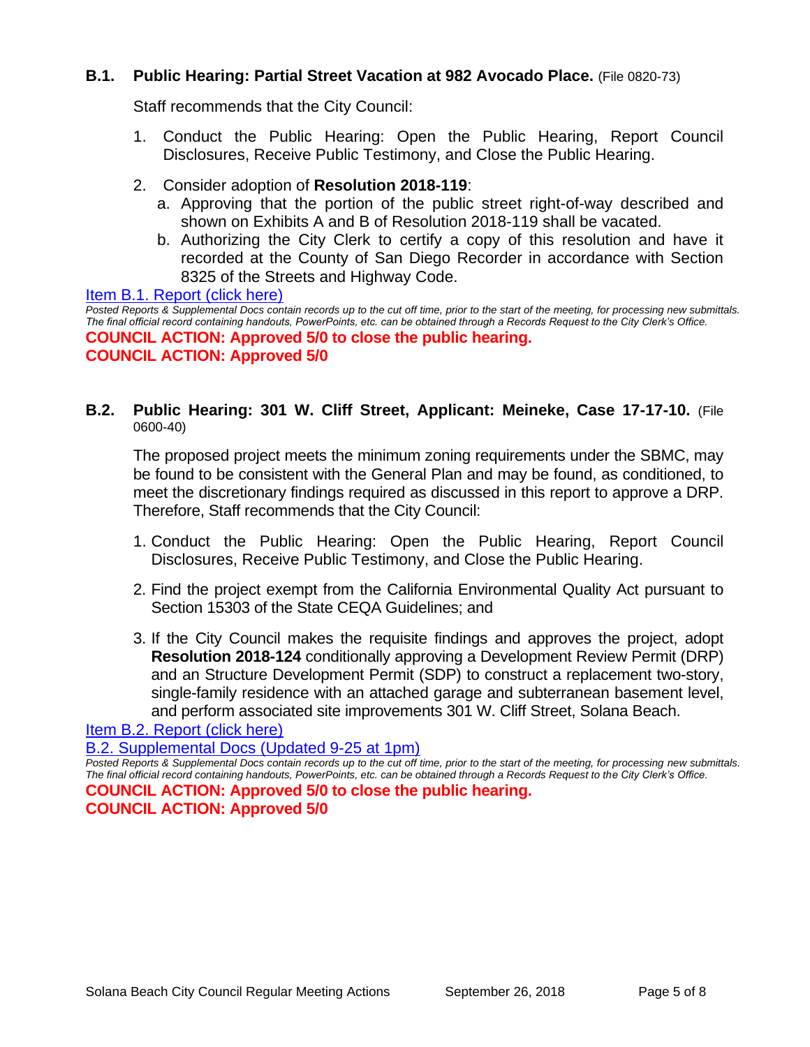### B.1. Public Hearing: Partial Street Vacation at 982 Avocado Place. (File 0820-73)

Staff recommends that the City Council:

1. Conduct the Public Hearing: Open the Public Hearing, Report Council Disclosures, Receive Public Testimony, and Close the Public Hearing.
2. Consider adoption of **Resolution 2018-119**:
   a. Approving that the portion of the public street right-of-way described and shown on Exhibits A and B of Resolution 2018-119 shall be vacated.
   b. Authorizing the City Clerk to certify a copy of this resolution and have it recorded at the County of San Diego Recorder in accordance with Section 8325 of the Streets and Highway Code.

Item B.1. Report (click here)

*Posted Reports & Supplemental Docs contain records up to the cut off time, prior to the start of the meeting, for processing new submittals. The final official record containing handouts, PowerPoints, etc. can be obtained through a Records Request to the City Clerk's Office.*

**COUNCIL ACTION: Approved 5/0 to close the public hearing.**
**COUNCIL ACTION: Approved 5/0**

### B.2. Public Hearing: 301 W. Cliff Street, Applicant: Meineke, Case 17-17-10. (File 0600-40)

The proposed project meets the minimum zoning requirements under the SBMC, may be found to be consistent with the General Plan and may be found, as conditioned, to meet the discretionary findings required as discussed in this report to approve a DRP. Therefore, Staff recommends that the City Council:

1. Conduct the Public Hearing: Open the Public Hearing, Report Council Disclosures, Receive Public Testimony, and Close the Public Hearing.
2. Find the project exempt from the California Environmental Quality Act pursuant to Section 15303 of the State CEQA Guidelines; and
3. If the City Council makes the requisite findings and approves the project, adopt **Resolution 2018-124** conditionally approving a Development Review Permit (DRP) and an Structure Development Permit (SDP) to construct a replacement two-story, single-family residence with an attached garage and subterranean basement level, and perform associated site improvements 301 W. Cliff Street, Solana Beach.

Item B.2. Report (click here)

B.2. Supplemental Docs (Updated 9-25 at 1pm)

*Posted Reports & Supplemental Docs contain records up to the cut off time, prior to the start of the meeting, for processing new submittals. The final official record containing handouts, PowerPoints, etc. can be obtained through a Records Request to the City Clerk's Office.*

**COUNCIL ACTION: Approved 5/0 to close the public hearing.**
**COUNCIL ACTION: Approved 5/0**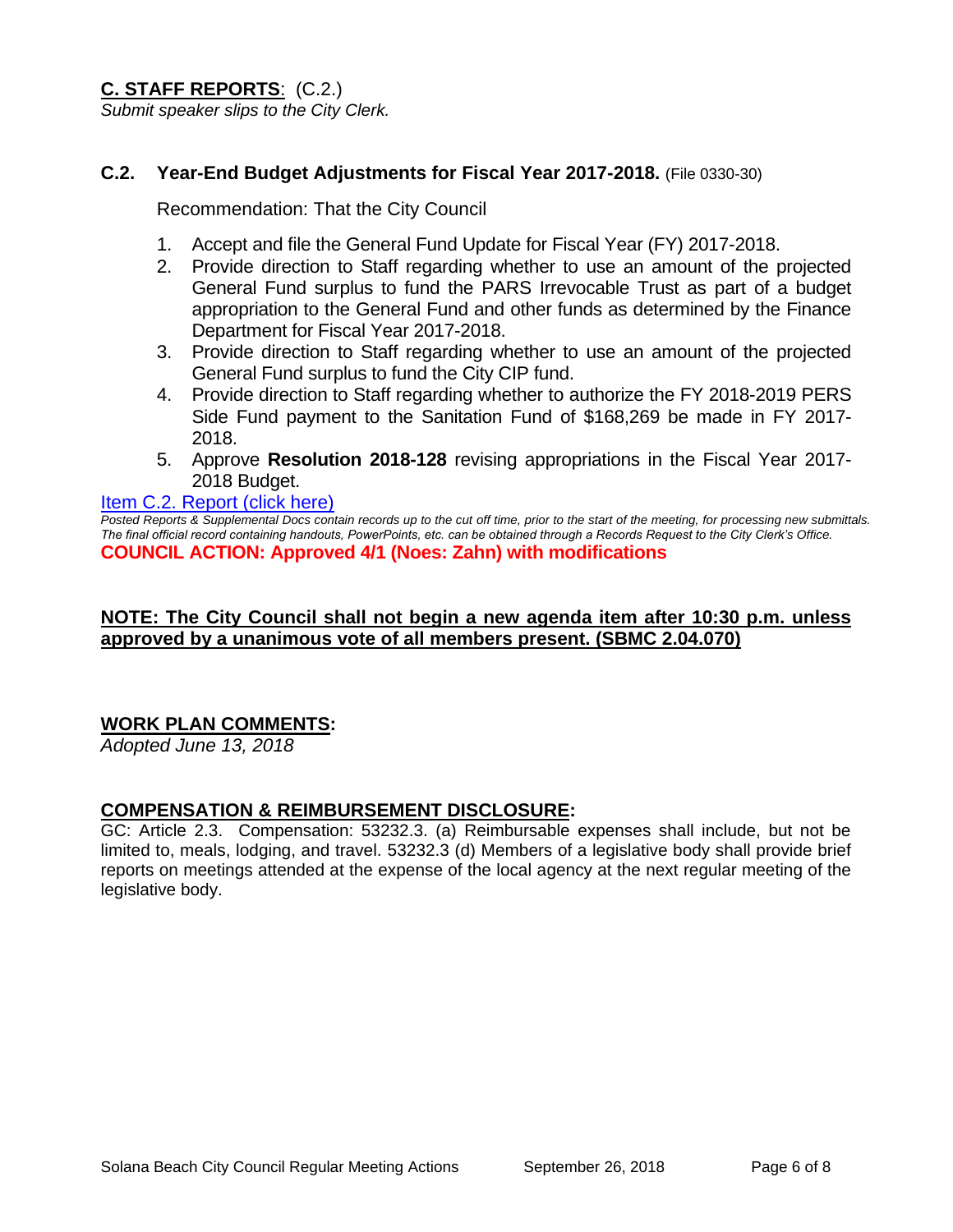## **C. STAFF REPORTS**: (C.2.)

*Submit speaker slips to the City Clerk.*

### **C.2. Year-End Budget Adjustments for Fiscal Year 2017-2018.** (File 0330-30)

Recommendation: That the City Council

1. Accept and file the General Fund Update for Fiscal Year (FY) 2017-2018.
2. Provide direction to Staff regarding whether to use an amount of the projected General Fund surplus to fund the PARS Irrevocable Trust as part of a budget appropriation to the General Fund and other funds as determined by the Finance Department for Fiscal Year 2017-2018.
3. Provide direction to Staff regarding whether to use an amount of the projected General Fund surplus to fund the City CIP fund.
4. Provide direction to Staff regarding whether to authorize the FY 2018-2019 PERS Side Fund payment to the Sanitation Fund of $168,269 be made in FY 2017-2018.
5. Approve **Resolution 2018-128** revising appropriations in the Fiscal Year 2017-2018 Budget.

Item C.2. Report (click here)

*Posted Reports & Supplemental Docs contain records up to the cut off time, prior to the start of the meeting, for processing new submittals. The final official record containing handouts, PowerPoints, etc. can be obtained through a Records Request to the City Clerk's Office.*

**COUNCIL ACTION: Approved 4/1 (Noes: Zahn) with modifications**

**NOTE: The City Council shall not begin a new agenda item after 10:30 p.m. unless approved by a unanimous vote of all members present. (SBMC 2.04.070)**

## **WORK PLAN COMMENTS:**

*Adopted June 13, 2018*

## **COMPENSATION & REIMBURSEMENT DISCLOSURE:**

GC: Article 2.3. Compensation: 53232.3. (a) Reimbursable expenses shall include, but not be limited to, meals, lodging, and travel. 53232.3 (d) Members of a legislative body shall provide brief reports on meetings attended at the expense of the local agency at the next regular meeting of the legislative body.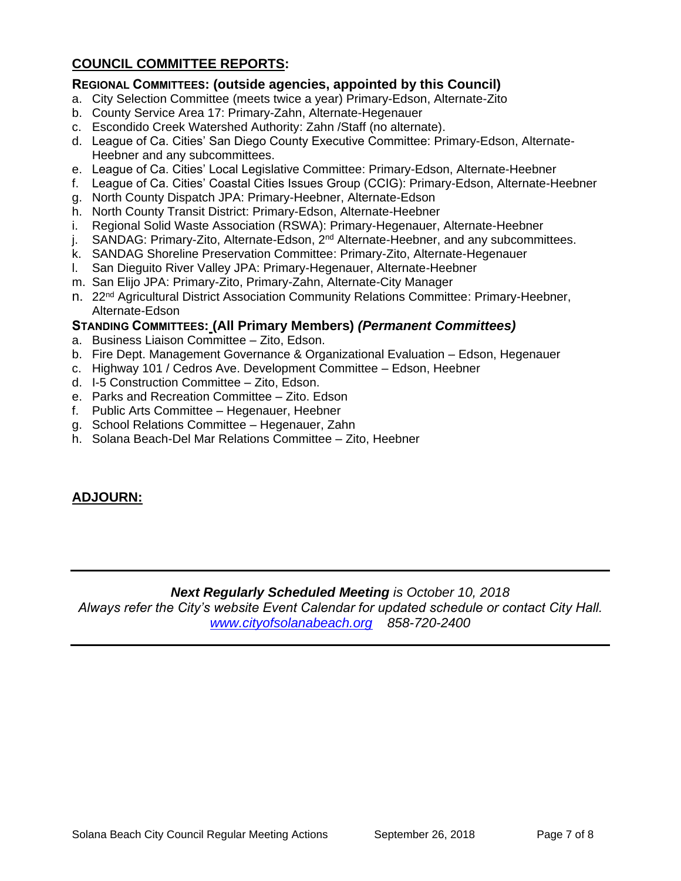## COUNCIL COMMITTEE REPORTS:

### REGIONAL COMMITTEES: (outside agencies, appointed by this Council)

a. City Selection Committee (meets twice a year) Primary-Edson, Alternate-Zito
b. County Service Area 17: Primary-Zahn, Alternate-Hegenauer
c. Escondido Creek Watershed Authority: Zahn /Staff (no alternate).
d. League of Ca. Cities' San Diego County Executive Committee: Primary-Edson, Alternate-Heebner and any subcommittees.
e. League of Ca. Cities' Local Legislative Committee: Primary-Edson, Alternate-Heebner
f. League of Ca. Cities' Coastal Cities Issues Group (CCIG): Primary-Edson, Alternate-Heebner
g. North County Dispatch JPA: Primary-Heebner, Alternate-Edson
h. North County Transit District: Primary-Edson, Alternate-Heebner
i. Regional Solid Waste Association (RSWA): Primary-Hegenauer, Alternate-Heebner
j. SANDAG: Primary-Zito, Alternate-Edson, 2nd Alternate-Heebner, and any subcommittees.
k. SANDAG Shoreline Preservation Committee: Primary-Zito, Alternate-Hegenauer
l. San Dieguito River Valley JPA: Primary-Hegenauer, Alternate-Heebner
m. San Elijo JPA: Primary-Zito, Primary-Zahn, Alternate-City Manager
n. 22nd Agricultural District Association Community Relations Committee: Primary-Heebner, Alternate-Edson

### STANDING COMMITTEES: (All Primary Members) *(Permanent Committees)*

a. Business Liaison Committee – Zito, Edson.
b. Fire Dept. Management Governance & Organizational Evaluation – Edson, Hegenauer
c. Highway 101 / Cedros Ave. Development Committee – Edson, Heebner
d. I-5 Construction Committee – Zito, Edson.
e. Parks and Recreation Committee – Zito. Edson
f. Public Arts Committee – Hegenauer, Heebner
g. School Relations Committee – Hegenauer, Zahn
h. Solana Beach-Del Mar Relations Committee – Zito, Heebner

## ADJOURN:

---

***Next Regularly Scheduled Meeting** is October 10, 2018*
*Always refer the City's website Event Calendar for updated schedule or contact City Hall.*
*www.cityofsolanabeach.org 858-720-2400*

---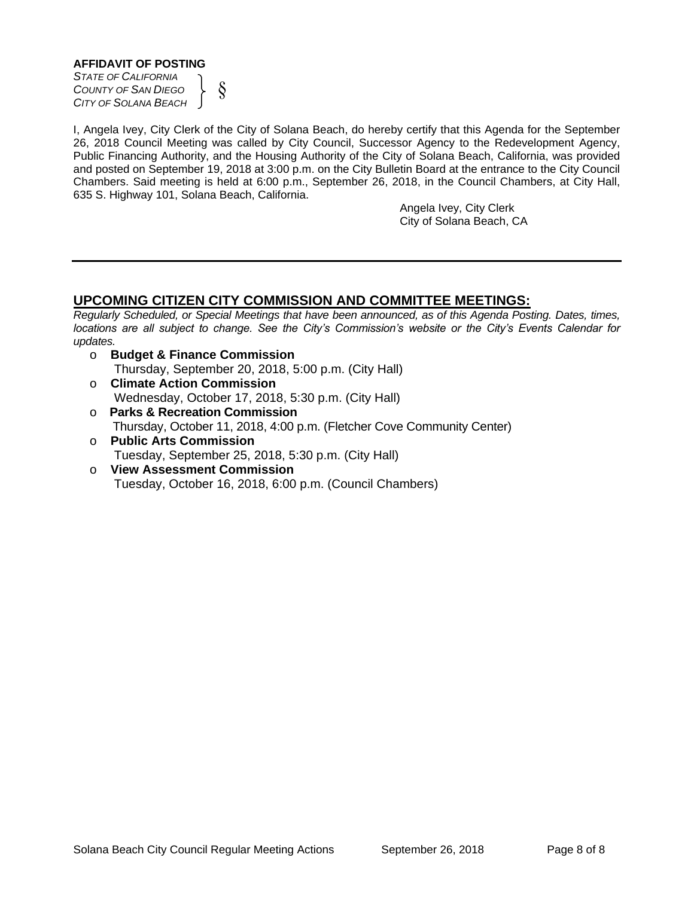**AFFIDAVIT OF POSTING**

*STATE OF CALIFORNIA*
*COUNTY OF SAN DIEGO* } §
*CITY OF SOLANA BEACH*

I, Angela Ivey, City Clerk of the City of Solana Beach, do hereby certify that this Agenda for the September 26, 2018 Council Meeting was called by City Council, Successor Agency to the Redevelopment Agency, Public Financing Authority, and the Housing Authority of the City of Solana Beach, California, was provided and posted on September 19, 2018 at 3:00 p.m. on the City Bulletin Board at the entrance to the City Council Chambers. Said meeting is held at 6:00 p.m., September 26, 2018, in the Council Chambers, at City Hall, 635 S. Highway 101, Solana Beach, California.

Angela Ivey, City Clerk
City of Solana Beach, CA

---

## UPCOMING CITIZEN CITY COMMISSION AND COMMITTEE MEETINGS:

*Regularly Scheduled, or Special Meetings that have been announced, as of this Agenda Posting. Dates, times, locations are all subject to change. See the City's Commission's website or the City's Events Calendar for updates.*

- **Budget & Finance Commission**
  Thursday, September 20, 2018, 5:00 p.m. (City Hall)
- **Climate Action Commission**
  Wednesday, October 17, 2018, 5:30 p.m. (City Hall)
- **Parks & Recreation Commission**
  Thursday, October 11, 2018, 4:00 p.m. (Fletcher Cove Community Center)
- **Public Arts Commission**
  Tuesday, September 25, 2018, 5:30 p.m. (City Hall)
- **View Assessment Commission**
  Tuesday, October 16, 2018, 6:00 p.m. (Council Chambers)